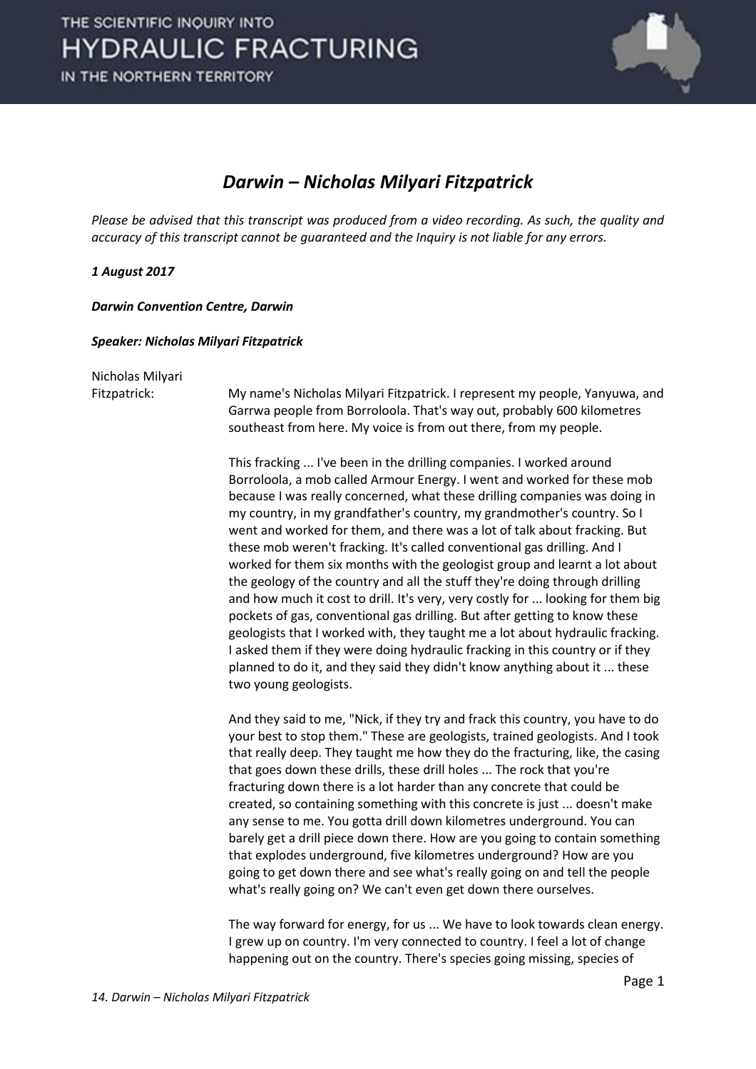# *Darwin – Nicholas Milyari Fitzpatrick*

*Please be advised that this transcript was produced from a video recording. As such, the quality and accuracy of this transcript cannot be guaranteed and the Inquiry is not liable for any errors.*

***1 August 2017***

***Darwin Convention Centre, Darwin***

***Speaker: Nicholas Milyari Fitzpatrick***

Nicholas Milyari Fitzpatrick: My name's Nicholas Milyari Fitzpatrick. I represent my people, Yanyuwa, and Garrwa people from Borroloola. That's way out, probably 600 kilometres southeast from here. My voice is from out there, from my people.

This fracking ... I've been in the drilling companies. I worked around Borroloola, a mob called Armour Energy. I went and worked for these mob because I was really concerned, what these drilling companies was doing in my country, in my grandfather's country, my grandmother's country. So I went and worked for them, and there was a lot of talk about fracking. But these mob weren't fracking. It's called conventional gas drilling. And I worked for them six months with the geologist group and learnt a lot about the geology of the country and all the stuff they're doing through drilling and how much it cost to drill. It's very, very costly for ... looking for them big pockets of gas, conventional gas drilling. But after getting to know these geologists that I worked with, they taught me a lot about hydraulic fracking. I asked them if they were doing hydraulic fracking in this country or if they planned to do it, and they said they didn't know anything about it ... these two young geologists.

And they said to me, "Nick, if they try and frack this country, you have to do your best to stop them." These are geologists, trained geologists. And I took that really deep. They taught me how they do the fracturing, like, the casing that goes down these drills, these drill holes ... The rock that you're fracturing down there is a lot harder than any concrete that could be created, so containing something with this concrete is just ... doesn't make any sense to me. You gotta drill down kilometres underground. You can barely get a drill piece down there. How are you going to contain something that explodes underground, five kilometres underground? How are you going to get down there and see what's really going on and tell the people what's really going on? We can't even get down there ourselves.

The way forward for energy, for us ... We have to look towards clean energy. I grew up on country. I'm very connected to country. I feel a lot of change happening out on the country. There's species going missing, species of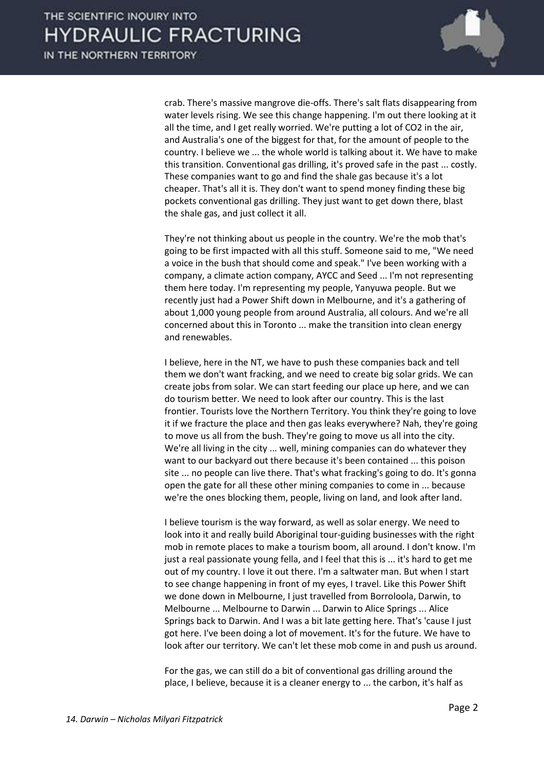crab. There's massive mangrove die-offs. There's salt flats disappearing from water levels rising. We see this change happening. I'm out there looking at it all the time, and I get really worried. We're putting a lot of $CO_2$ in the air, and Australia's one of the biggest for that, for the amount of people to the country. I believe we ... the whole world is talking about it. We have to make this transition. Conventional gas drilling, it's proved safe in the past ... costly. These companies want to go and find the shale gas because it's a lot cheaper. That's all it is. They don't want to spend money finding these big pockets conventional gas drilling. They just want to get down there, blast the shale gas, and just collect it all.

They're not thinking about us people in the country. We're the mob that's going to be first impacted with all this stuff. Someone said to me, "We need a voice in the bush that should come and speak." I've been working with a company, a climate action company, AYCC and Seed ... I'm not representing them here today. I'm representing my people, Yanyuwa people. But we recently just had a Power Shift down in Melbourne, and it's a gathering of about 1,000 young people from around Australia, all colours. And we're all concerned about this in Toronto ... make the transition into clean energy and renewables.

I believe, here in the NT, we have to push these companies back and tell them we don't want fracking, and we need to create big solar grids. We can create jobs from solar. We can start feeding our place up here, and we can do tourism better. We need to look after our country. This is the last frontier. Tourists love the Northern Territory. You think they're going to love it if we fracture the place and then gas leaks everywhere? Nah, they're going to move us all from the bush. They're going to move us all into the city. We're all living in the city ... well, mining companies can do whatever they want to our backyard out there because it's been contained ... this poison site ... no people can live there. That's what fracking's going to do. It's gonna open the gate for all these other mining companies to come in ... because we're the ones blocking them, people, living on land, and look after land.

I believe tourism is the way forward, as well as solar energy. We need to look into it and really build Aboriginal tour-guiding businesses with the right mob in remote places to make a tourism boom, all around. I don't know. I'm just a real passionate young fella, and I feel that this is ... it's hard to get me out of my country. I love it out there. I'm a saltwater man. But when I start to see change happening in front of my eyes, I travel. Like this Power Shift we done down in Melbourne, I just travelled from Borroloola, Darwin, to Melbourne ... Melbourne to Darwin ... Darwin to Alice Springs ... Alice Springs back to Darwin. And I was a bit late getting here. That's 'cause I just got here. I've been doing a lot of movement. It's for the future. We have to look after our territory. We can't let these mob come in and push us around.

For the gas, we can still do a bit of conventional gas drilling around the place, I believe, because it is a cleaner energy to ... the carbon, it's half as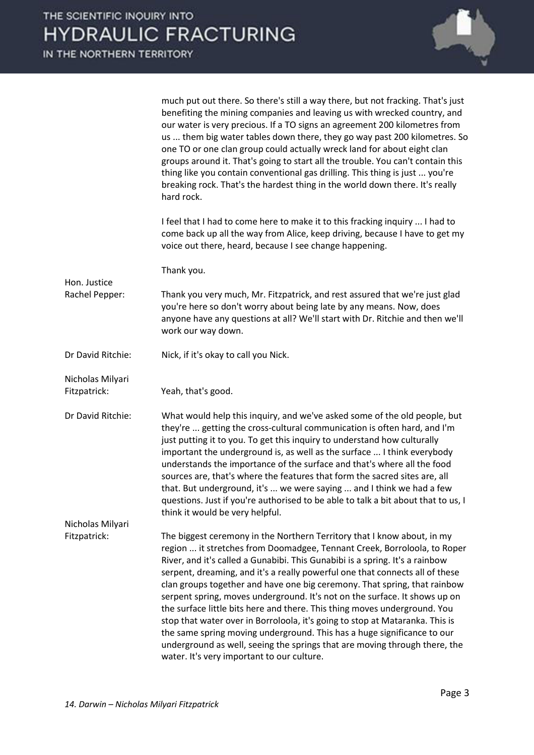much put out there. So there's still a way there, but not fracking. That's just benefiting the mining companies and leaving us with wrecked country, and our water is very precious. If a TO signs an agreement 200 kilometres from us ... them big water tables down there, they go way past 200 kilometres. So one TO or one clan group could actually wreck land for about eight clan groups around it. That's going to start all the trouble. You can't contain this thing like you contain conventional gas drilling. This thing is just ... you're breaking rock. That's the hardest thing in the world down there. It's really hard rock.

I feel that I had to come here to make it to this fracking inquiry ... I had to come back up all the way from Alice, keep driving, because I have to get my voice out there, heard, because I see change happening.

Thank you.

**Hon. Justice Rachel Pepper:** Thank you very much, Mr. Fitzpatrick, and rest assured that we're just glad you're here so don't worry about being late by any means. Now, does anyone have any questions at all? We'll start with Dr. Ritchie and then we'll work our way down.

**Dr David Ritchie:** Nick, if it's okay to call you Nick.

**Nicholas Milyari Fitzpatrick:** Yeah, that's good.

**Dr David Ritchie:** What would help this inquiry, and we've asked some of the old people, but they're ... getting the cross-cultural communication is often hard, and I'm just putting it to you. To get this inquiry to understand how culturally important the underground is, as well as the surface ... I think everybody understands the importance of the surface and that's where all the food sources are, that's where the features that form the sacred sites are, all that. But underground, it's ... we were saying ... and I think we had a few questions. Just if you're authorised to be able to talk a bit about that to us, I think it would be very helpful.

**Nicholas Milyari Fitzpatrick:** The biggest ceremony in the Northern Territory that I know about, in my region ... it stretches from Doomadgee, Tennant Creek, Borroloola, to Roper River, and it's called a Gunabibi. This Gunabibi is a spring. It's a rainbow serpent, dreaming, and it's a really powerful one that connects all of these clan groups together and have one big ceremony. That spring, that rainbow serpent spring, moves underground. It's not on the surface. It shows up on the surface little bits here and there. This thing moves underground. You stop that water over in Borroloola, it's going to stop at Mataranka. This is the same spring moving underground. This has a huge significance to our underground as well, seeing the springs that are moving through there, the water. It's very important to our culture.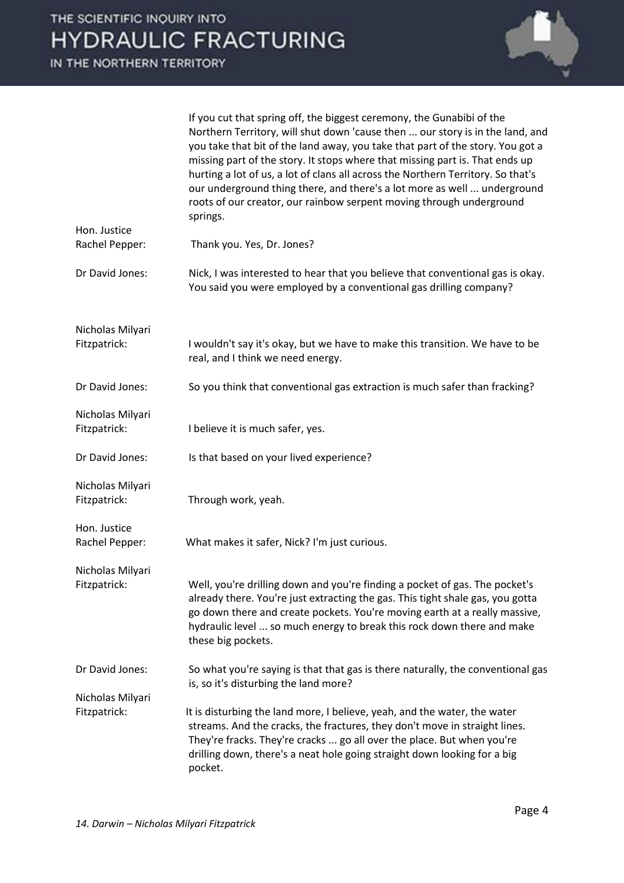If you cut that spring off, the biggest ceremony, the Gunabibi of the Northern Territory, will shut down 'cause then ... our story is in the land, and you take that bit of the land away, you take that part of the story. You got a missing part of the story. It stops where that missing part is. That ends up hurting a lot of us, a lot of clans all across the Northern Territory. So that's our underground thing there, and there's a lot more as well ... underground roots of our creator, our rainbow serpent moving through underground springs.

**Hon. Justice Rachel Pepper:** Thank you. Yes, Dr. Jones?

**Dr David Jones:** Nick, I was interested to hear that you believe that conventional gas is okay. You said you were employed by a conventional gas drilling company?

**Nicholas Milyari Fitzpatrick:** I wouldn't say it's okay, but we have to make this transition. We have to be real, and I think we need energy.

**Dr David Jones:** So you think that conventional gas extraction is much safer than fracking?

**Nicholas Milyari Fitzpatrick:** I believe it is much safer, yes.

**Dr David Jones:** Is that based on your lived experience?

**Nicholas Milyari Fitzpatrick:** Through work, yeah.

**Hon. Justice Rachel Pepper:** What makes it safer, Nick? I'm just curious.

**Nicholas Milyari Fitzpatrick:** Well, you're drilling down and you're finding a pocket of gas. The pocket's already there. You're just extracting the gas. This tight shale gas, you gotta go down there and create pockets. You're moving earth at a really massive, hydraulic level ... so much energy to break this rock down there and make these big pockets.

**Dr David Jones:** So what you're saying is that that gas is there naturally, the conventional gas is, so it's disturbing the land more?

**Nicholas Milyari Fitzpatrick:** It is disturbing the land more, I believe, yeah, and the water, the water streams. And the cracks, the fractures, they don't move in straight lines. They're fracks. They're cracks ... go all over the place. But when you're drilling down, there's a neat hole going straight down looking for a big pocket.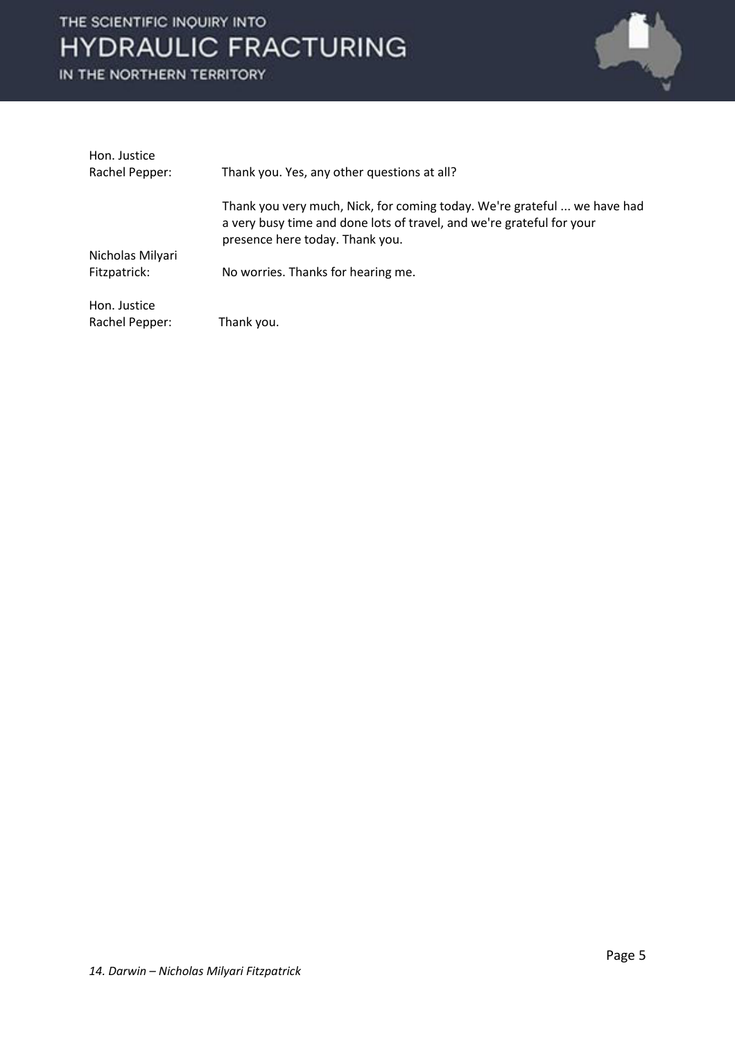Hon. Justice Rachel Pepper: Thank you. Yes, any other questions at all?

Thank you very much, Nick, for coming today. We're grateful ... we have had a very busy time and done lots of travel, and we're grateful for your presence here today. Thank you.

Nicholas Milyari Fitzpatrick: No worries. Thanks for hearing me.

Hon. Justice Rachel Pepper: Thank you.